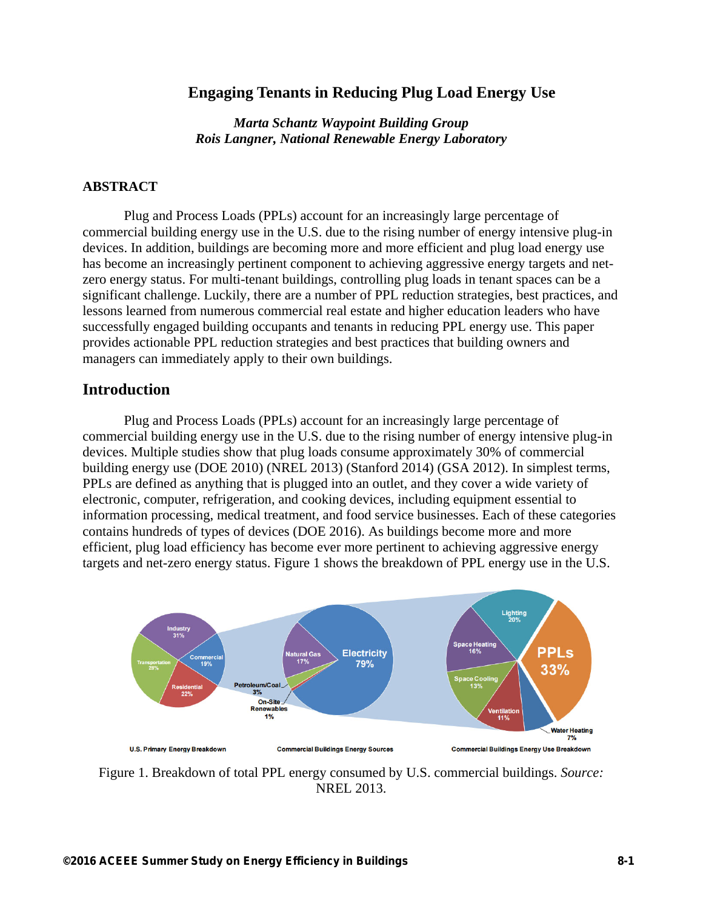# Engaging Tenants in Reducing Plug Load Energy Use

*Marta Schantz Waypoint Building Group*
*Rois Langner, National Renewable Energy Laboratory*

## ABSTRACT

Plug and Process Loads (PPLs) account for an increasingly large percentage of commercial building energy use in the U.S. due to the rising number of energy intensive plug-in devices. In addition, buildings are becoming more and more efficient and plug load energy use has become an increasingly pertinent component to achieving aggressive energy targets and net-zero energy status. For multi-tenant buildings, controlling plug loads in tenant spaces can be a significant challenge. Luckily, there are a number of PPL reduction strategies, best practices, and lessons learned from numerous commercial real estate and higher education leaders who have successfully engaged building occupants and tenants in reducing PPL energy use. This paper provides actionable PPL reduction strategies and best practices that building owners and managers can immediately apply to their own buildings.

## Introduction

Plug and Process Loads (PPLs) account for an increasingly large percentage of commercial building energy use in the U.S. due to the rising number of energy intensive plug-in devices. Multiple studies show that plug loads consume approximately 30% of commercial building energy use (DOE 2010) (NREL 2013) (Stanford 2014) (GSA 2012). In simplest terms, PPLs are defined as anything that is plugged into an outlet, and they cover a wide variety of electronic, computer, refrigeration, and cooking devices, including equipment essential to information processing, medical treatment, and food service businesses. Each of these categories contains hundreds of types of devices (DOE 2016). As buildings become more and more efficient, plug load efficiency has become ever more pertinent to achieving aggressive energy targets and net-zero energy status. Figure 1 shows the breakdown of PPL energy use in the U.S.

Figure 1. Breakdown of total PPL energy consumed by U.S. commercial buildings. *Source:* NREL 2013.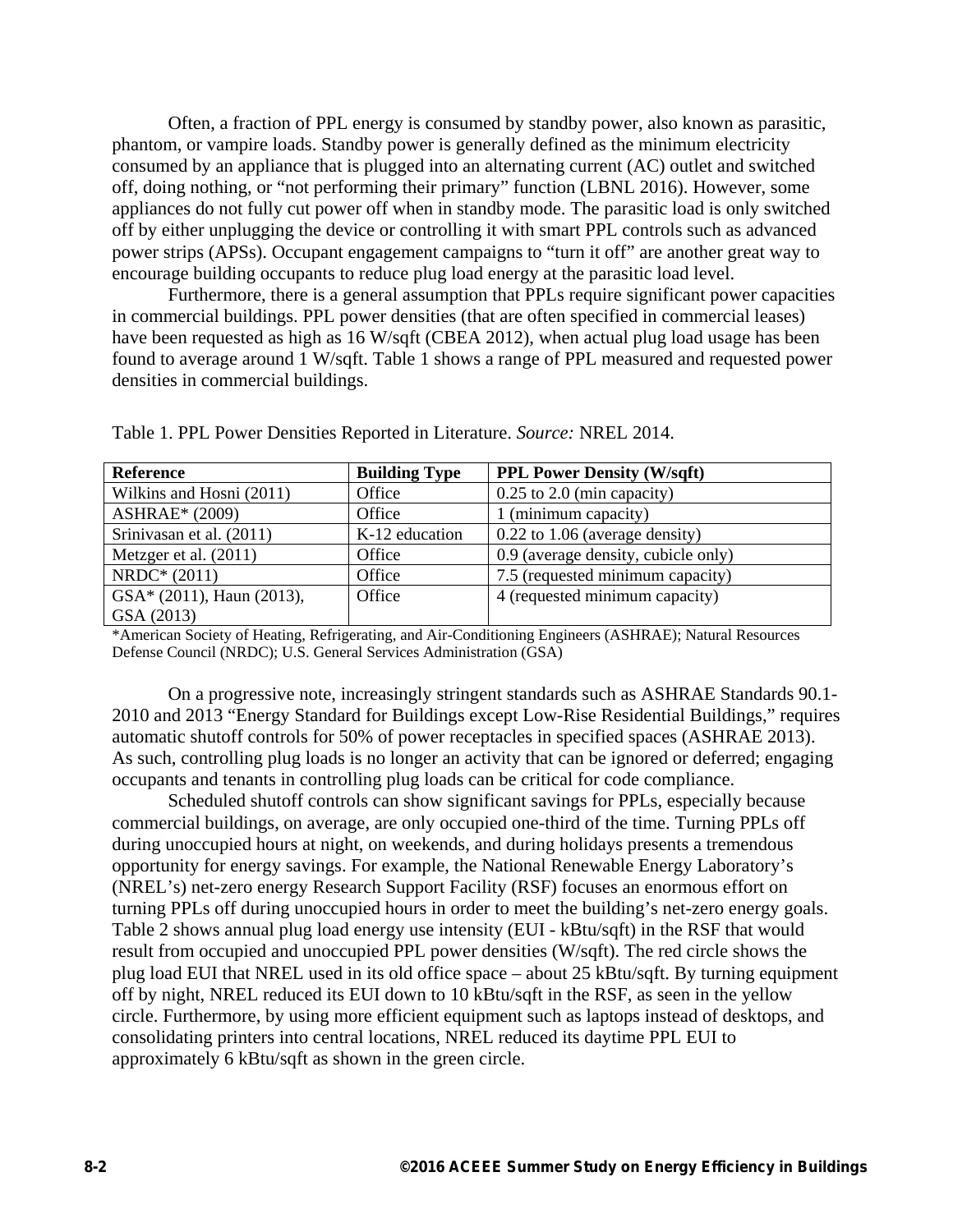Often, a fraction of PPL energy is consumed by standby power, also known as parasitic, phantom, or vampire loads. Standby power is generally defined as the minimum electricity consumed by an appliance that is plugged into an alternating current (AC) outlet and switched off, doing nothing, or "not performing their primary" function (LBNL 2016). However, some appliances do not fully cut power off when in standby mode. The parasitic load is only switched off by either unplugging the device or controlling it with smart PPL controls such as advanced power strips (APSs). Occupant engagement campaigns to "turn it off" are another great way to encourage building occupants to reduce plug load energy at the parasitic load level.

Furthermore, there is a general assumption that PPLs require significant power capacities in commercial buildings. PPL power densities (that are often specified in commercial leases) have been requested as high as 16 W/sqft (CBEA 2012), when actual plug load usage has been found to average around 1 W/sqft. Table 1 shows a range of PPL measured and requested power densities in commercial buildings.

Table 1. PPL Power Densities Reported in Literature. *Source:* NREL 2014.

| Reference | Building Type | PPL Power Density (W/sqft) |
|---|---|---|
| Wilkins and Hosni (2011) | Office | 0.25 to 2.0 (min capacity) |
| ASHRAE* (2009) | Office | 1 (minimum capacity) |
| Srinivasan et al. (2011) | K-12 education | 0.22 to 1.06 (average density) |
| Metzger et al. (2011) | Office | 0.9 (average density, cubicle only) |
| NRDC* (2011) | Office | 7.5 (requested minimum capacity) |
| GSA* (2011), Haun (2013), GSA (2013) | Office | 4 (requested minimum capacity) |

*American Society of Heating, Refrigerating, and Air-Conditioning Engineers (ASHRAE); Natural Resources Defense Council (NRDC); U.S. General Services Administration (GSA)

On a progressive note, increasingly stringent standards such as ASHRAE Standards 90.1-2010 and 2013 "Energy Standard for Buildings except Low-Rise Residential Buildings," requires automatic shutoff controls for 50% of power receptacles in specified spaces (ASHRAE 2013). As such, controlling plug loads is no longer an activity that can be ignored or deferred; engaging occupants and tenants in controlling plug loads can be critical for code compliance.

Scheduled shutoff controls can show significant savings for PPLs, especially because commercial buildings, on average, are only occupied one-third of the time. Turning PPLs off during unoccupied hours at night, on weekends, and during holidays presents a tremendous opportunity for energy savings. For example, the National Renewable Energy Laboratory's (NREL's) net-zero energy Research Support Facility (RSF) focuses an enormous effort on turning PPLs off during unoccupied hours in order to meet the building's net-zero energy goals. Table 2 shows annual plug load energy use intensity (EUI - kBtu/sqft) in the RSF that would result from occupied and unoccupied PPL power densities (W/sqft). The red circle shows the plug load EUI that NREL used in its old office space – about 25 kBtu/sqft. By turning equipment off by night, NREL reduced its EUI down to 10 kBtu/sqft in the RSF, as seen in the yellow circle. Furthermore, by using more efficient equipment such as laptops instead of desktops, and consolidating printers into central locations, NREL reduced its daytime PPL EUI to approximately 6 kBtu/sqft as shown in the green circle.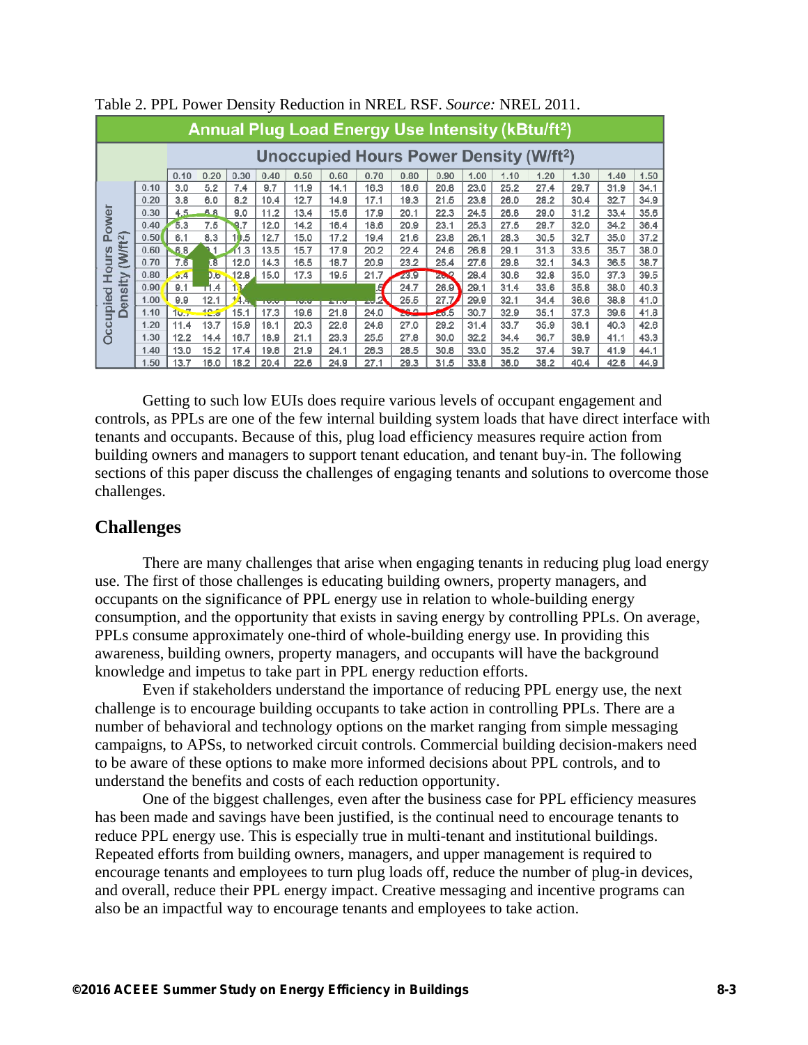Table 2. PPL Power Density Reduction in NREL RSF. *Source:* NREL 2011.

| Annual Plug Load Energy Use Intensity (kBtu/ft²) | | | | | | | | | | | | | | | | |
|---|---|---|---|---|---|---|---|---|---|---|---|---|---|---|---|---|
| | | Unoccupied Hours Power Density (W/ft²) | | | | | | | | | | | | | | |
| | | 0.10 | 0.20 | 0.30 | 0.40 | 0.50 | 0.60 | 0.70 | 0.80 | 0.90 | 1.00 | 1.10 | 1.20 | 1.30 | 1.40 | 1.50 |
| Occupied Hours Power Density (W/ft²) | 0.10 | 3.0 | 5.2 | 7.4 | 9.7 | 11.9 | 14.1 | 16.3 | 18.6 | 20.8 | 23.0 | 25.2 | 27.4 | 29.7 | 31.9 | 34.1 |
| | 0.20 | 3.8 | 6.0 | 8.2 | 10.4 | 12.7 | 14.9 | 17.1 | 19.3 | 21.5 | 23.8 | 26.0 | 28.2 | 30.4 | 32.7 | 34.9 |
| | 0.30 | 4.5 | 6.8 | 9.0 | 11.2 | 13.4 | 15.6 | 17.9 | 20.1 | 22.3 | 24.5 | 26.8 | 29.0 | 31.2 | 33.4 | 35.6 |
| | 0.40 | 5.3 | 7.5 | 9.7 | 12.0 | 14.2 | 16.4 | 18.6 | 20.9 | 23.1 | 25.3 | 27.5 | 29.7 | 32.0 | 34.2 | 36.4 |
| | 0.50 | 6.1 | 8.3 | 10.5 | 12.7 | 15.0 | 17.2 | 19.4 | 21.6 | 23.8 | 26.1 | 28.3 | 30.5 | 32.7 | 35.0 | 37.2 |
| | 0.60 | 6.8 | 9.1 | 11.3 | 13.5 | 15.7 | 17.9 | 20.2 | 22.4 | 24.6 | 26.8 | 29.1 | 31.3 | 33.5 | 35.7 | 38.0 |
| | 0.70 | 7.6 | 9.8 | 12.0 | 14.3 | 16.5 | 18.7 | 20.9 | 23.2 | 25.4 | 27.6 | 29.8 | 32.1 | 34.3 | 36.5 | 38.7 |
| | 0.80 | 8.4 | 10.6 | 12.8 | 15.0 | 17.3 | 19.5 | 21.7 | 23.9 | 26.2 | 28.4 | 30.6 | 32.8 | 35.0 | 37.3 | 39.5 |
| | 0.90 | 9.1 | 11.4 | 13.6 | 15.8 | 18.0 | 20.3 | 22.5 | 24.7 | 26.9 | 29.1 | 31.4 | 33.6 | 35.8 | 38.0 | 40.3 |
| | 1.00 | 9.9 | 12.1 | 14.4 | 16.6 | 18.8 | 21.0 | 23.2 | 25.5 | 27.7 | 29.9 | 32.1 | 34.4 | 36.6 | 38.8 | 41.0 |
| | 1.10 | 10.7 | 12.9 | 15.1 | 17.3 | 19.6 | 21.8 | 24.0 | 26.2 | 28.5 | 30.7 | 32.9 | 35.1 | 37.3 | 39.6 | 41.8 |
| | 1.20 | 11.4 | 13.7 | 15.9 | 18.1 | 20.3 | 22.6 | 24.8 | 27.0 | 29.2 | 31.4 | 33.7 | 35.9 | 38.1 | 40.3 | 42.6 |
| | 1.30 | 12.2 | 14.4 | 16.7 | 18.9 | 21.1 | 23.3 | 25.5 | 27.8 | 30.0 | 32.2 | 34.4 | 36.7 | 38.9 | 41.1 | 43.3 |
| | 1.40 | 13.0 | 15.2 | 17.4 | 19.6 | 21.9 | 24.1 | 26.3 | 28.5 | 30.8 | 33.0 | 35.2 | 37.4 | 39.7 | 41.9 | 44.1 |
| | 1.50 | 13.7 | 16.0 | 18.2 | 20.4 | 22.6 | 24.9 | 27.1 | 29.3 | 31.5 | 33.8 | 36.0 | 38.2 | 40.4 | 42.6 | 44.9 |

Getting to such low EUIs does require various levels of occupant engagement and controls, as PPLs are one of the few internal building system loads that have direct interface with tenants and occupants. Because of this, plug load efficiency measures require action from building owners and managers to support tenant education, and tenant buy-in. The following sections of this paper discuss the challenges of engaging tenants and solutions to overcome those challenges.

## Challenges

There are many challenges that arise when engaging tenants in reducing plug load energy use. The first of those challenges is educating building owners, property managers, and occupants on the significance of PPL energy use in relation to whole-building energy consumption, and the opportunity that exists in saving energy by controlling PPLs. On average, PPLs consume approximately one-third of whole-building energy use. In providing this awareness, building owners, property managers, and occupants will have the background knowledge and impetus to take part in PPL energy reduction efforts.

Even if stakeholders understand the importance of reducing PPL energy use, the next challenge is to encourage building occupants to take action in controlling PPLs. There are a number of behavioral and technology options on the market ranging from simple messaging campaigns, to APSs, to networked circuit controls. Commercial building decision-makers need to be aware of these options to make more informed decisions about PPL controls, and to understand the benefits and costs of each reduction opportunity.

One of the biggest challenges, even after the business case for PPL efficiency measures has been made and savings have been justified, is the continual need to encourage tenants to reduce PPL energy use. This is especially true in multi-tenant and institutional buildings. Repeated efforts from building owners, managers, and upper management is required to encourage tenants and employees to turn plug loads off, reduce the number of plug-in devices, and overall, reduce their PPL energy impact. Creative messaging and incentive programs can also be an impactful way to encourage tenants and employees to take action.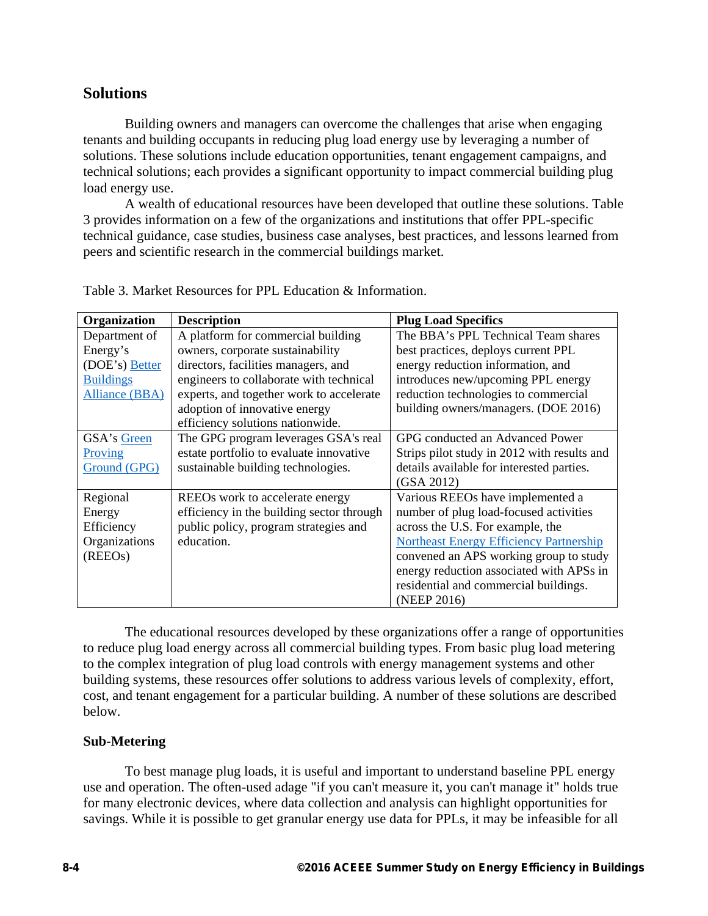## Solutions

Building owners and managers can overcome the challenges that arise when engaging tenants and building occupants in reducing plug load energy use by leveraging a number of solutions. These solutions include education opportunities, tenant engagement campaigns, and technical solutions; each provides a significant opportunity to impact commercial building plug load energy use.

A wealth of educational resources have been developed that outline these solutions. Table 3 provides information on a few of the organizations and institutions that offer PPL-specific technical guidance, case studies, business case analyses, best practices, and lessons learned from peers and scientific research in the commercial buildings market.

Table 3. Market Resources for PPL Education & Information.

| Organization | Description | Plug Load Specifics |
|---|---|---|
| Department of Energy's (DOE's) Better Buildings Alliance (BBA) | A platform for commercial building owners, corporate sustainability directors, facilities managers, and engineers to collaborate with technical experts, and together work to accelerate adoption of innovative energy efficiency solutions nationwide. | The BBA's PPL Technical Team shares best practices, deploys current PPL energy reduction information, and introduces new/upcoming PPL energy reduction technologies to commercial building owners/managers. (DOE 2016) |
| GSA's Green Proving Ground (GPG) | The GPG program leverages GSA's real estate portfolio to evaluate innovative sustainable building technologies. | GPG conducted an Advanced Power Strips pilot study in 2012 with results and details available for interested parties. (GSA 2012) |
| Regional Energy Efficiency Organizations (REEOs) | REEOs work to accelerate energy efficiency in the building sector through public policy, program strategies and education. | Various REEOs have implemented a number of plug load-focused activities across the U.S. For example, the Northeast Energy Efficiency Partnership convened an APS working group to study energy reduction associated with APSs in residential and commercial buildings. (NEEP 2016) |

The educational resources developed by these organizations offer a range of opportunities to reduce plug load energy across all commercial building types. From basic plug load metering to the complex integration of plug load controls with energy management systems and other building systems, these resources offer solutions to address various levels of complexity, effort, cost, and tenant engagement for a particular building. A number of these solutions are described below.

### Sub-Metering

To best manage plug loads, it is useful and important to understand baseline PPL energy use and operation. The often-used adage "if you can't measure it, you can't manage it" holds true for many electronic devices, where data collection and analysis can highlight opportunities for savings. While it is possible to get granular energy use data for PPLs, it may be infeasible for all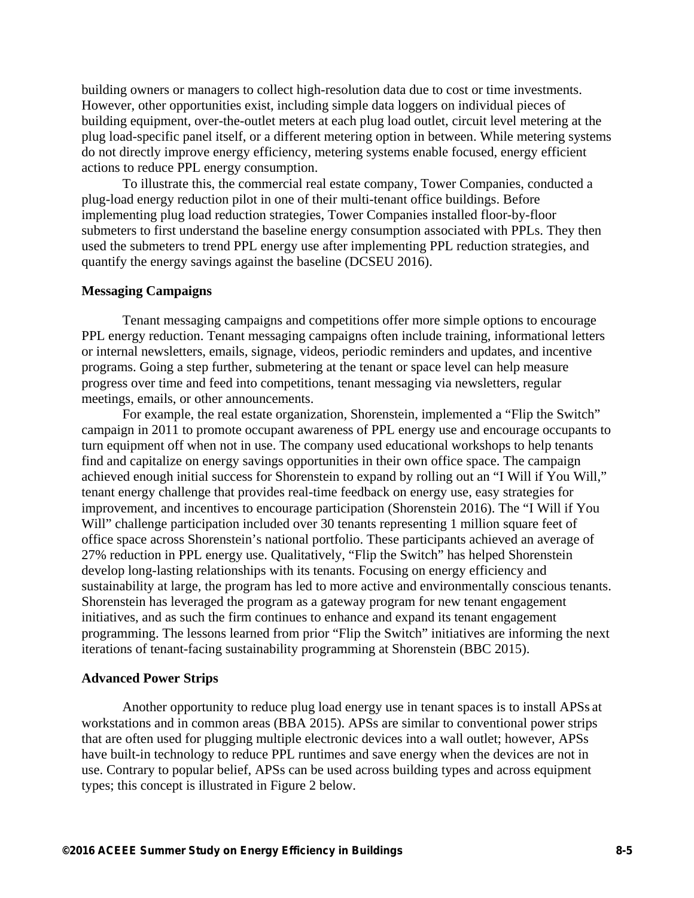building owners or managers to collect high-resolution data due to cost or time investments. However, other opportunities exist, including simple data loggers on individual pieces of building equipment, over-the-outlet meters at each plug load outlet, circuit level metering at the plug load-specific panel itself, or a different metering option in between. While metering systems do not directly improve energy efficiency, metering systems enable focused, energy efficient actions to reduce PPL energy consumption.

To illustrate this, the commercial real estate company, Tower Companies, conducted a plug-load energy reduction pilot in one of their multi-tenant office buildings. Before implementing plug load reduction strategies, Tower Companies installed floor-by-floor submeters to first understand the baseline energy consumption associated with PPLs. They then used the submeters to trend PPL energy use after implementing PPL reduction strategies, and quantify the energy savings against the baseline (DCSEU 2016).

### Messaging Campaigns

Tenant messaging campaigns and competitions offer more simple options to encourage PPL energy reduction. Tenant messaging campaigns often include training, informational letters or internal newsletters, emails, signage, videos, periodic reminders and updates, and incentive programs. Going a step further, submetering at the tenant or space level can help measure progress over time and feed into competitions, tenant messaging via newsletters, regular meetings, emails, or other announcements.

For example, the real estate organization, Shorenstein, implemented a "Flip the Switch" campaign in 2011 to promote occupant awareness of PPL energy use and encourage occupants to turn equipment off when not in use. The company used educational workshops to help tenants find and capitalize on energy savings opportunities in their own office space. The campaign achieved enough initial success for Shorenstein to expand by rolling out an "I Will if You Will," tenant energy challenge that provides real-time feedback on energy use, easy strategies for improvement, and incentives to encourage participation (Shorenstein 2016). The "I Will if You Will" challenge participation included over 30 tenants representing 1 million square feet of office space across Shorenstein's national portfolio. These participants achieved an average of 27% reduction in PPL energy use. Qualitatively, "Flip the Switch" has helped Shorenstein develop long-lasting relationships with its tenants. Focusing on energy efficiency and sustainability at large, the program has led to more active and environmentally conscious tenants. Shorenstein has leveraged the program as a gateway program for new tenant engagement initiatives, and as such the firm continues to enhance and expand its tenant engagement programming. The lessons learned from prior "Flip the Switch" initiatives are informing the next iterations of tenant-facing sustainability programming at Shorenstein (BBC 2015).

### Advanced Power Strips

Another opportunity to reduce plug load energy use in tenant spaces is to install APSs at workstations and in common areas (BBA 2015). APSs are similar to conventional power strips that are often used for plugging multiple electronic devices into a wall outlet; however, APSs have built-in technology to reduce PPL runtimes and save energy when the devices are not in use. Contrary to popular belief, APSs can be used across building types and across equipment types; this concept is illustrated in Figure 2 below.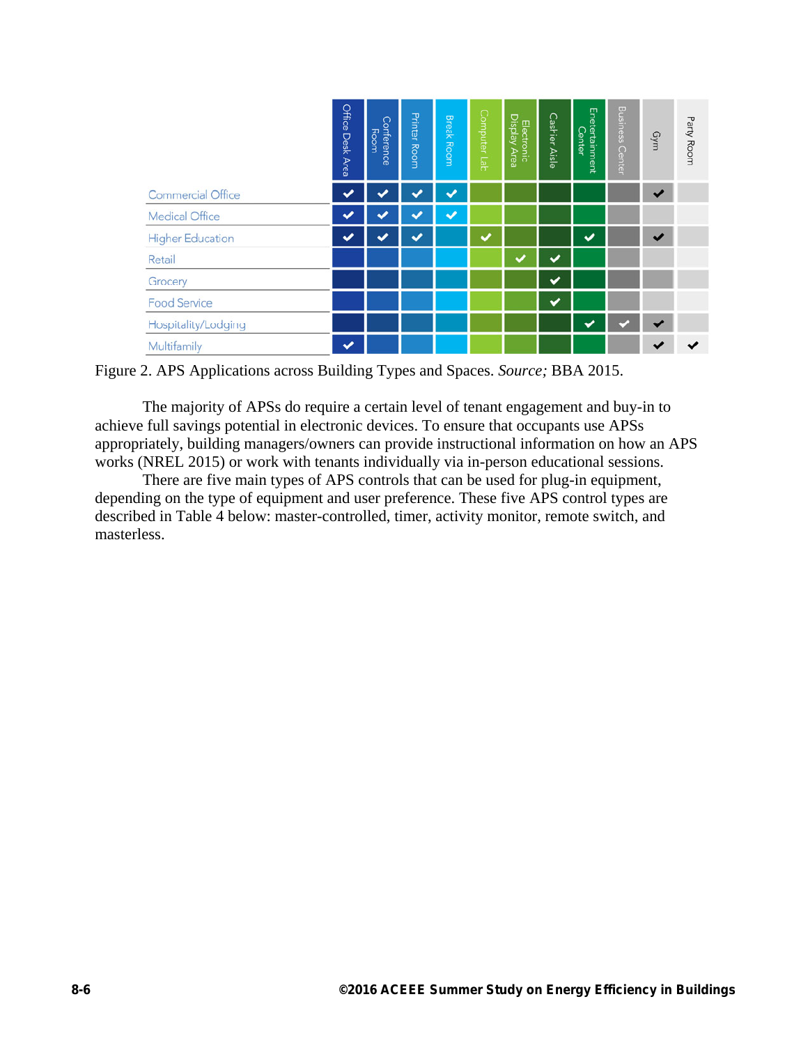| | Office Desk Area | Conference Room | Printer Room | Break Room | Computer Lab | Electronic Display Area | Cashier Aisle | Eneretainment Center | Business Center | Gym | Party Room |
|---|---|---|---|---|---|---|---|---|---|---|---|
| Commercial Office | ✓ | ✓ | ✓ | ✓ | | | | | | ✓ | |
| Medical Office | ✓ | ✓ | ✓ | ✓ | | | | | | | |
| Higher Education | ✓ | ✓ | ✓ | | ✓ | | | ✓ | | ✓ | |
| Retail | | | | | | ✓ | ✓ | | | | |
| Grocery | | | | | | | ✓ | | | | |
| Food Service | | | | | | | ✓ | | | | |
| Hospitality/Lodging | | | | | | | | ✓ | ✓ | ✓ | |
| Multifamily | ✓ | | | | | | | | | ✓ | ✓ |

Figure 2. APS Applications across Building Types and Spaces. *Source;* BBA 2015.

The majority of APSs do require a certain level of tenant engagement and buy-in to achieve full savings potential in electronic devices. To ensure that occupants use APSs appropriately, building managers/owners can provide instructional information on how an APS works (NREL 2015) or work with tenants individually via in-person educational sessions.

There are five main types of APS controls that can be used for plug-in equipment, depending on the type of equipment and user preference. These five APS control types are described in Table 4 below: master-controlled, timer, activity monitor, remote switch, and masterless.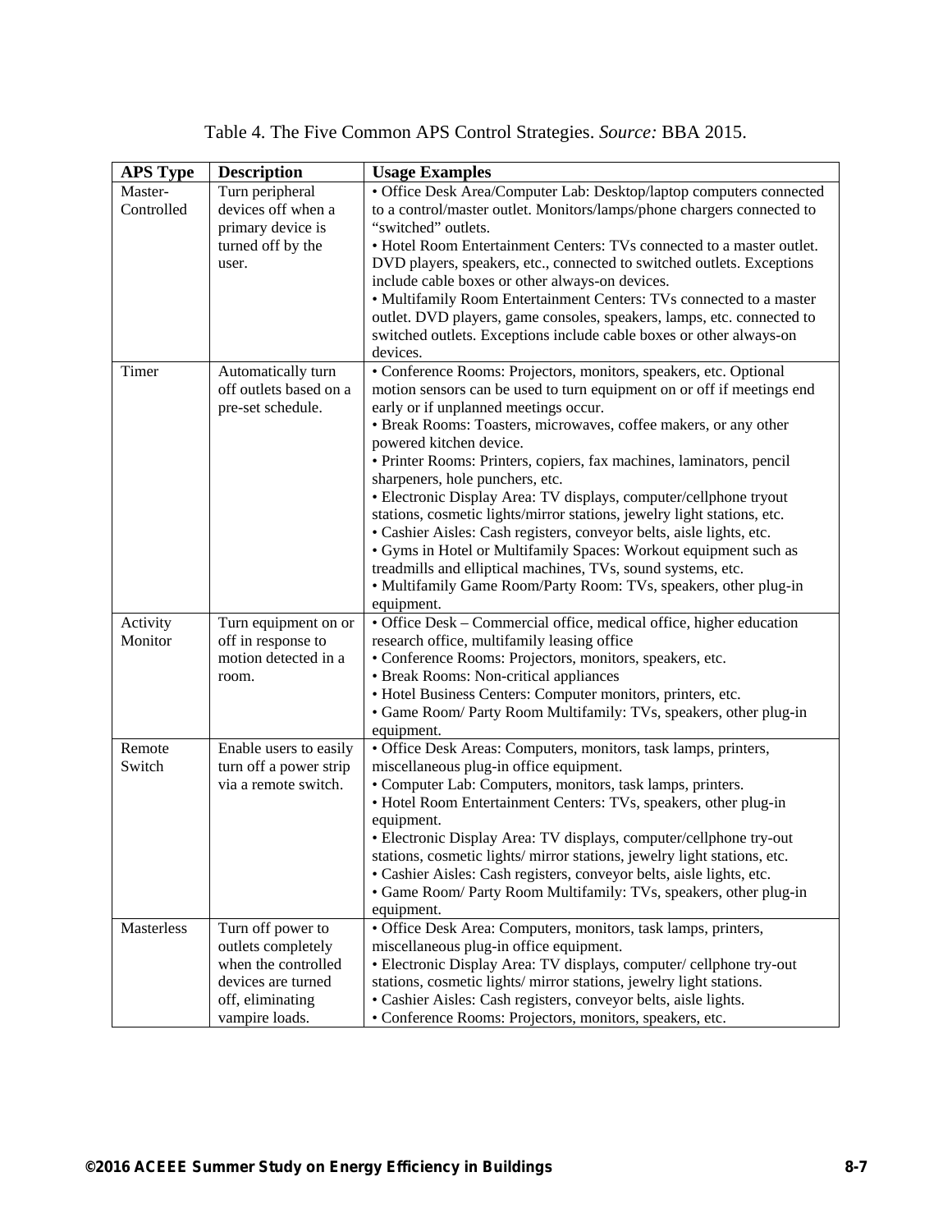Table 4. The Five Common APS Control Strategies. *Source:* BBA 2015.

| APS Type | Description | Usage Examples |
|---|---|---|
| Master-Controlled | Turn peripheral devices off when a primary device is turned off by the user. | • Office Desk Area/Computer Lab: Desktop/laptop computers connected to a control/master outlet. Monitors/lamps/phone chargers connected to "switched" outlets.<br>• Hotel Room Entertainment Centers: TVs connected to a master outlet. DVD players, speakers, etc., connected to switched outlets. Exceptions include cable boxes or other always-on devices.<br>• Multifamily Room Entertainment Centers: TVs connected to a master outlet. DVD players, game consoles, speakers, lamps, etc. connected to switched outlets. Exceptions include cable boxes or other always-on devices. |
| Timer | Automatically turn off outlets based on a pre-set schedule. | • Conference Rooms: Projectors, monitors, speakers, etc. Optional motion sensors can be used to turn equipment on or off if meetings end early or if unplanned meetings occur.<br>• Break Rooms: Toasters, microwaves, coffee makers, or any other powered kitchen device.<br>• Printer Rooms: Printers, copiers, fax machines, laminators, pencil sharpeners, hole punchers, etc.<br>• Electronic Display Area: TV displays, computer/cellphone tryout stations, cosmetic lights/mirror stations, jewelry light stations, etc.<br>• Cashier Aisles: Cash registers, conveyor belts, aisle lights, etc.<br>• Gyms in Hotel or Multifamily Spaces: Workout equipment such as treadmills and elliptical machines, TVs, sound systems, etc.<br>• Multifamily Game Room/Party Room: TVs, speakers, other plug-in equipment. |
| Activity Monitor | Turn equipment on or off in response to motion detected in a room. | • Office Desk – Commercial office, medical office, higher education research office, multifamily leasing office<br>• Conference Rooms: Projectors, monitors, speakers, etc.<br>• Break Rooms: Non-critical appliances<br>• Hotel Business Centers: Computer monitors, printers, etc.<br>• Game Room/ Party Room Multifamily: TVs, speakers, other plug-in equipment. |
| Remote Switch | Enable users to easily turn off a power strip via a remote switch. | • Office Desk Areas: Computers, monitors, task lamps, printers, miscellaneous plug-in office equipment.<br>• Computer Lab: Computers, monitors, task lamps, printers.<br>• Hotel Room Entertainment Centers: TVs, speakers, other plug-in equipment.<br>• Electronic Display Area: TV displays, computer/cellphone try-out stations, cosmetic lights/ mirror stations, jewelry light stations, etc.<br>• Cashier Aisles: Cash registers, conveyor belts, aisle lights, etc.<br>• Game Room/ Party Room Multifamily: TVs, speakers, other plug-in equipment. |
| Masterless | Turn off power to outlets completely when the controlled devices are turned off, eliminating vampire loads. | • Office Desk Area: Computers, monitors, task lamps, printers, miscellaneous plug-in office equipment.<br>• Electronic Display Area: TV displays, computer/ cellphone try-out stations, cosmetic lights/ mirror stations, jewelry light stations.<br>• Cashier Aisles: Cash registers, conveyor belts, aisle lights.<br>• Conference Rooms: Projectors, monitors, speakers, etc. |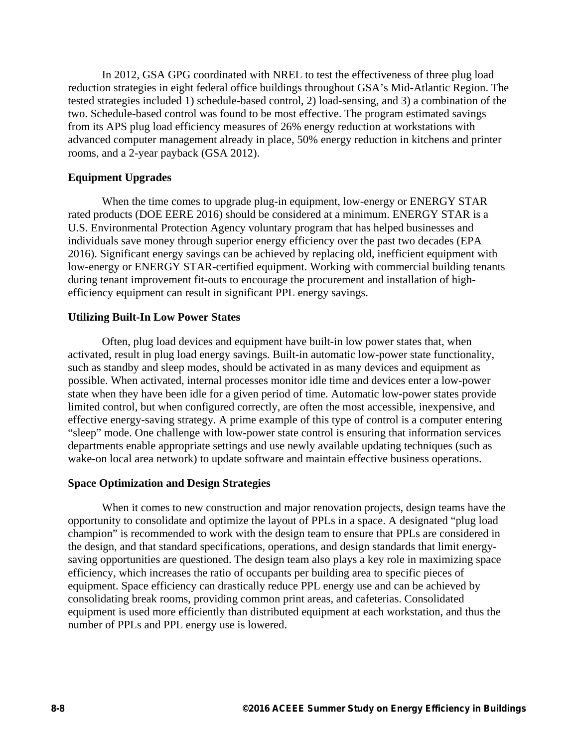In 2012, GSA GPG coordinated with NREL to test the effectiveness of three plug load reduction strategies in eight federal office buildings throughout GSA's Mid-Atlantic Region. The tested strategies included 1) schedule-based control, 2) load-sensing, and 3) a combination of the two. Schedule-based control was found to be most effective. The program estimated savings from its APS plug load efficiency measures of 26% energy reduction at workstations with advanced computer management already in place, 50% energy reduction in kitchens and printer rooms, and a 2-year payback (GSA 2012).

### Equipment Upgrades

When the time comes to upgrade plug-in equipment, low-energy or ENERGY STAR rated products (DOE EERE 2016) should be considered at a minimum. ENERGY STAR is a U.S. Environmental Protection Agency voluntary program that has helped businesses and individuals save money through superior energy efficiency over the past two decades (EPA 2016). Significant energy savings can be achieved by replacing old, inefficient equipment with low-energy or ENERGY STAR-certified equipment. Working with commercial building tenants during tenant improvement fit-outs to encourage the procurement and installation of high-efficiency equipment can result in significant PPL energy savings.

### Utilizing Built-In Low Power States

Often, plug load devices and equipment have built-in low power states that, when activated, result in plug load energy savings. Built-in automatic low-power state functionality, such as standby and sleep modes, should be activated in as many devices and equipment as possible. When activated, internal processes monitor idle time and devices enter a low-power state when they have been idle for a given period of time. Automatic low-power states provide limited control, but when configured correctly, are often the most accessible, inexpensive, and effective energy-saving strategy. A prime example of this type of control is a computer entering "sleep" mode. One challenge with low-power state control is ensuring that information services departments enable appropriate settings and use newly available updating techniques (such as wake-on local area network) to update software and maintain effective business operations.

### Space Optimization and Design Strategies

When it comes to new construction and major renovation projects, design teams have the opportunity to consolidate and optimize the layout of PPLs in a space. A designated "plug load champion" is recommended to work with the design team to ensure that PPLs are considered in the design, and that standard specifications, operations, and design standards that limit energy-saving opportunities are questioned. The design team also plays a key role in maximizing space efficiency, which increases the ratio of occupants per building area to specific pieces of equipment. Space efficiency can drastically reduce PPL energy use and can be achieved by consolidating break rooms, providing common print areas, and cafeterias. Consolidated equipment is used more efficiently than distributed equipment at each workstation, and thus the number of PPLs and PPL energy use is lowered.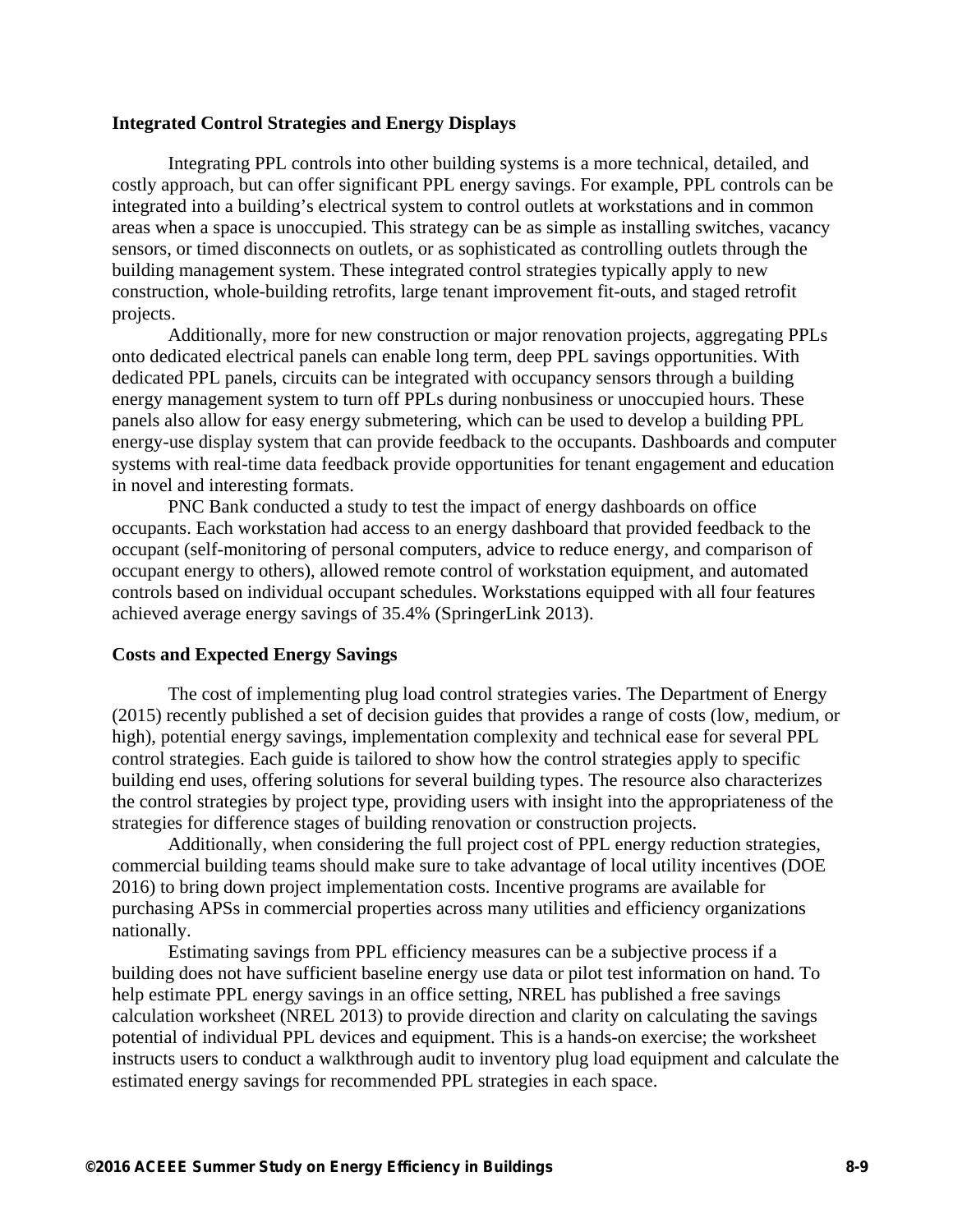**Integrated Control Strategies and Energy Displays**

Integrating PPL controls into other building systems is a more technical, detailed, and costly approach, but can offer significant PPL energy savings. For example, PPL controls can be integrated into a building's electrical system to control outlets at workstations and in common areas when a space is unoccupied. This strategy can be as simple as installing switches, vacancy sensors, or timed disconnects on outlets, or as sophisticated as controlling outlets through the building management system. These integrated control strategies typically apply to new construction, whole-building retrofits, large tenant improvement fit-outs, and staged retrofit projects.

Additionally, more for new construction or major renovation projects, aggregating PPLs onto dedicated electrical panels can enable long term, deep PPL savings opportunities. With dedicated PPL panels, circuits can be integrated with occupancy sensors through a building energy management system to turn off PPLs during nonbusiness or unoccupied hours. These panels also allow for easy energy submetering, which can be used to develop a building PPL energy-use display system that can provide feedback to the occupants. Dashboards and computer systems with real-time data feedback provide opportunities for tenant engagement and education in novel and interesting formats.

PNC Bank conducted a study to test the impact of energy dashboards on office occupants. Each workstation had access to an energy dashboard that provided feedback to the occupant (self-monitoring of personal computers, advice to reduce energy, and comparison of occupant energy to others), allowed remote control of workstation equipment, and automated controls based on individual occupant schedules. Workstations equipped with all four features achieved average energy savings of 35.4% (SpringerLink 2013).

**Costs and Expected Energy Savings**

The cost of implementing plug load control strategies varies. The Department of Energy (2015) recently published a set of decision guides that provides a range of costs (low, medium, or high), potential energy savings, implementation complexity and technical ease for several PPL control strategies. Each guide is tailored to show how the control strategies apply to specific building end uses, offering solutions for several building types. The resource also characterizes the control strategies by project type, providing users with insight into the appropriateness of the strategies for difference stages of building renovation or construction projects.

Additionally, when considering the full project cost of PPL energy reduction strategies, commercial building teams should make sure to take advantage of local utility incentives (DOE 2016) to bring down project implementation costs. Incentive programs are available for purchasing APSs in commercial properties across many utilities and efficiency organizations nationally.

Estimating savings from PPL efficiency measures can be a subjective process if a building does not have sufficient baseline energy use data or pilot test information on hand. To help estimate PPL energy savings in an office setting, NREL has published a free savings calculation worksheet (NREL 2013) to provide direction and clarity on calculating the savings potential of individual PPL devices and equipment. This is a hands-on exercise; the worksheet instructs users to conduct a walkthrough audit to inventory plug load equipment and calculate the estimated energy savings for recommended PPL strategies in each space.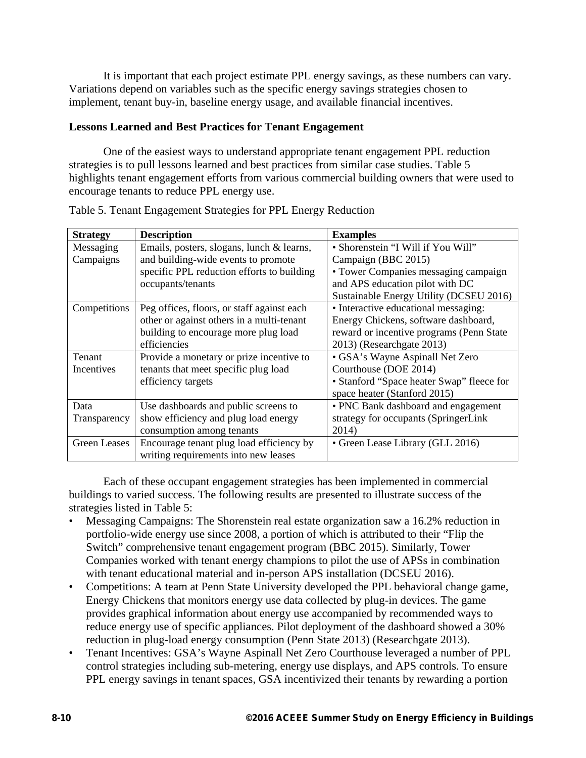It is important that each project estimate PPL energy savings, as these numbers can vary. Variations depend on variables such as the specific energy savings strategies chosen to implement, tenant buy-in, baseline energy usage, and available financial incentives.

**Lessons Learned and Best Practices for Tenant Engagement**

One of the easiest ways to understand appropriate tenant engagement PPL reduction strategies is to pull lessons learned and best practices from similar case studies. Table 5 highlights tenant engagement efforts from various commercial building owners that were used to encourage tenants to reduce PPL energy use.

Table 5. Tenant Engagement Strategies for PPL Energy Reduction

| Strategy | Description | Examples |
|---|---|---|
| Messaging Campaigns | Emails, posters, slogans, lunch & learns, and building-wide events to promote specific PPL reduction efforts to building occupants/tenants | • Shorenstein "I Will if You Will" Campaign (BBC 2015)<br>• Tower Companies messaging campaign and APS education pilot with DC Sustainable Energy Utility (DCSEU 2016) |
| Competitions | Peg offices, floors, or staff against each other or against others in a multi-tenant building to encourage more plug load efficiencies | • Interactive educational messaging: Energy Chickens, software dashboard, reward or incentive programs (Penn State 2013) (Researchgate 2013) |
| Tenant Incentives | Provide a monetary or prize incentive to tenants that meet specific plug load efficiency targets | • GSA's Wayne Aspinall Net Zero Courthouse (DOE 2014)<br>• Stanford "Space heater Swap" fleece for space heater (Stanford 2015) |
| Data Transparency | Use dashboards and public screens to show efficiency and plug load energy consumption among tenants | • PNC Bank dashboard and engagement strategy for occupants (SpringerLink 2014) |
| Green Leases | Encourage tenant plug load efficiency by writing requirements into new leases | • Green Lease Library (GLL 2016) |

Each of these occupant engagement strategies has been implemented in commercial buildings to varied success. The following results are presented to illustrate success of the strategies listed in Table 5:

- Messaging Campaigns: The Shorenstein real estate organization saw a 16.2% reduction in portfolio-wide energy use since 2008, a portion of which is attributed to their "Flip the Switch" comprehensive tenant engagement program (BBC 2015). Similarly, Tower Companies worked with tenant energy champions to pilot the use of APSs in combination with tenant educational material and in-person APS installation (DCSEU 2016).
- Competitions: A team at Penn State University developed the PPL behavioral change game, Energy Chickens that monitors energy use data collected by plug-in devices. The game provides graphical information about energy use accompanied by recommended ways to reduce energy use of specific appliances. Pilot deployment of the dashboard showed a 30% reduction in plug-load energy consumption (Penn State 2013) (Researchgate 2013).
- Tenant Incentives: GSA's Wayne Aspinall Net Zero Courthouse leveraged a number of PPL control strategies including sub-metering, energy use displays, and APS controls. To ensure PPL energy savings in tenant spaces, GSA incentivized their tenants by rewarding a portion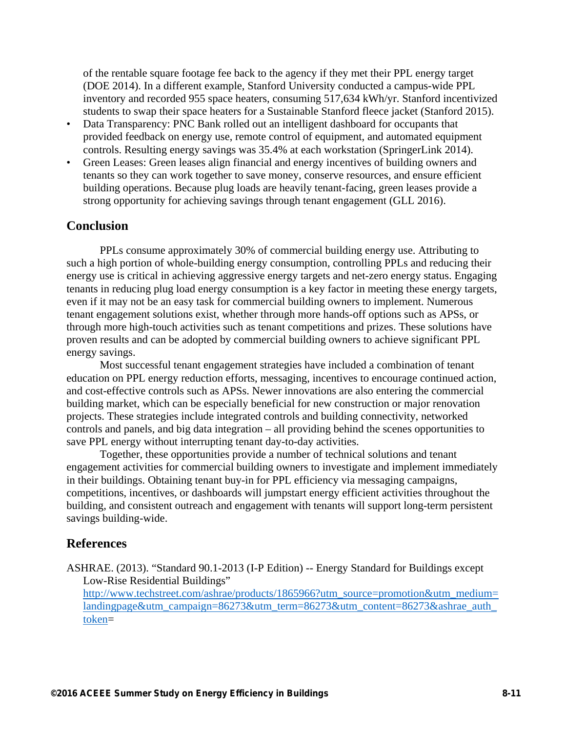of the rentable square footage fee back to the agency if they met their PPL energy target (DOE 2014). In a different example, Stanford University conducted a campus-wide PPL inventory and recorded 955 space heaters, consuming 517,634 kWh/yr. Stanford incentivized students to swap their space heaters for a Sustainable Stanford fleece jacket (Stanford 2015).

- Data Transparency: PNC Bank rolled out an intelligent dashboard for occupants that provided feedback on energy use, remote control of equipment, and automated equipment controls. Resulting energy savings was 35.4% at each workstation (SpringerLink 2014).
- Green Leases: Green leases align financial and energy incentives of building owners and tenants so they can work together to save money, conserve resources, and ensure efficient building operations. Because plug loads are heavily tenant-facing, green leases provide a strong opportunity for achieving savings through tenant engagement (GLL 2016).

## Conclusion

PPLs consume approximately 30% of commercial building energy use. Attributing to such a high portion of whole-building energy consumption, controlling PPLs and reducing their energy use is critical in achieving aggressive energy targets and net-zero energy status. Engaging tenants in reducing plug load energy consumption is a key factor in meeting these energy targets, even if it may not be an easy task for commercial building owners to implement. Numerous tenant engagement solutions exist, whether through more hands-off options such as APSs, or through more high-touch activities such as tenant competitions and prizes. These solutions have proven results and can be adopted by commercial building owners to achieve significant PPL energy savings.

Most successful tenant engagement strategies have included a combination of tenant education on PPL energy reduction efforts, messaging, incentives to encourage continued action, and cost-effective controls such as APSs. Newer innovations are also entering the commercial building market, which can be especially beneficial for new construction or major renovation projects. These strategies include integrated controls and building connectivity, networked controls and panels, and big data integration – all providing behind the scenes opportunities to save PPL energy without interrupting tenant day-to-day activities.

Together, these opportunities provide a number of technical solutions and tenant engagement activities for commercial building owners to investigate and implement immediately in their buildings. Obtaining tenant buy-in for PPL efficiency via messaging campaigns, competitions, incentives, or dashboards will jumpstart energy efficient activities throughout the building, and consistent outreach and engagement with tenants will support long-term persistent savings building-wide.

## References

ASHRAE. (2013). "Standard 90.1-2013 (I-P Edition) -- Energy Standard for Buildings except Low-Rise Residential Buildings" http://www.techstreet.com/ashrae/products/1865966?utm_source=promotion&utm_medium=landingpage&utm_campaign=86273&utm_term=86273&utm_content=86273&ashrae_auth_token=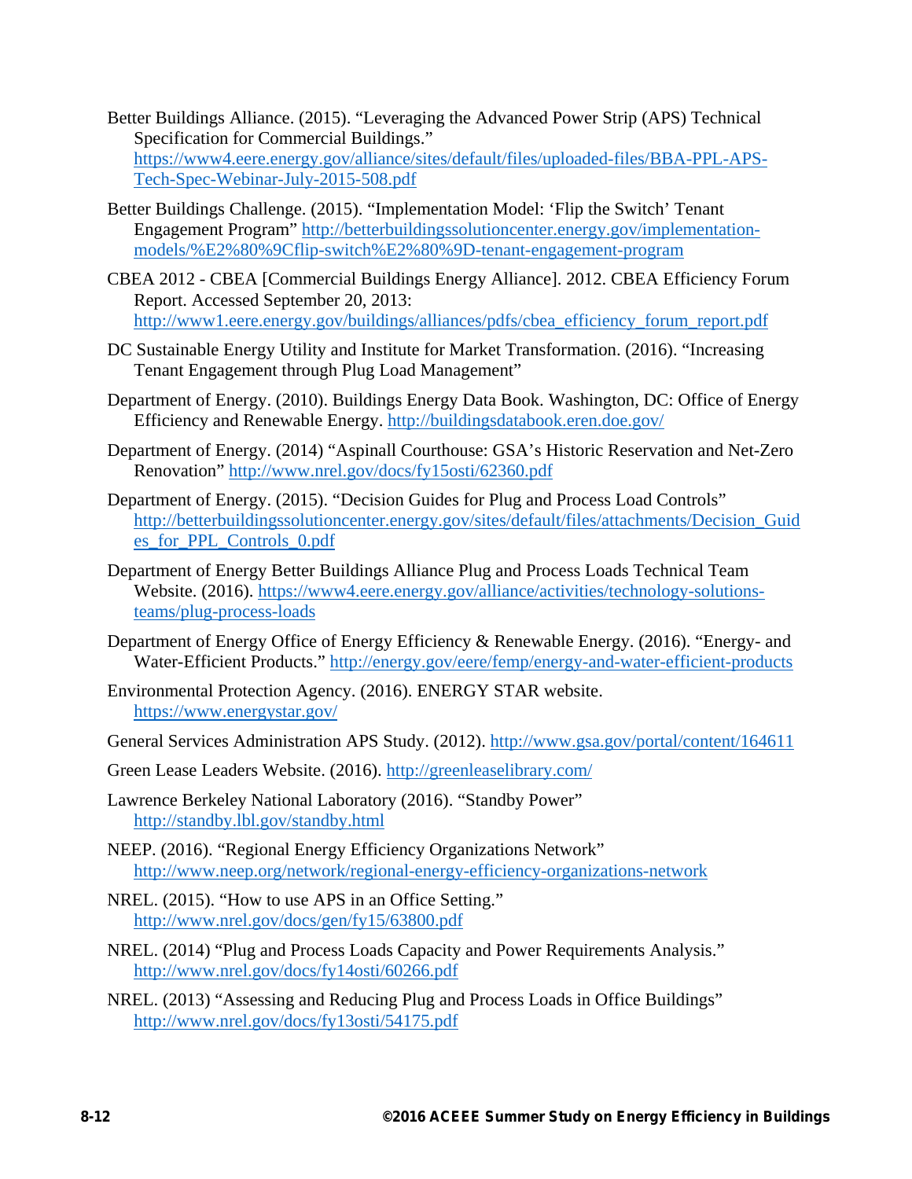Better Buildings Alliance. (2015). "Leveraging the Advanced Power Strip (APS) Technical Specification for Commercial Buildings." https://www4.eere.energy.gov/alliance/sites/default/files/uploaded-files/BBA-PPL-APS-Tech-Spec-Webinar-July-2015-508.pdf

Better Buildings Challenge. (2015). "Implementation Model: 'Flip the Switch' Tenant Engagement Program" http://betterbuildingssolutioncenter.energy.gov/implementation-models/%E2%80%9Cflip-switch%E2%80%9D-tenant-engagement-program

CBEA 2012 - CBEA [Commercial Buildings Energy Alliance]. 2012. CBEA Efficiency Forum Report. Accessed September 20, 2013: http://www1.eere.energy.gov/buildings/alliances/pdfs/cbea_efficiency_forum_report.pdf

DC Sustainable Energy Utility and Institute for Market Transformation. (2016). "Increasing Tenant Engagement through Plug Load Management"

Department of Energy. (2010). Buildings Energy Data Book. Washington, DC: Office of Energy Efficiency and Renewable Energy. http://buildingsdatabook.eren.doe.gov/

Department of Energy. (2014) "Aspinall Courthouse: GSA's Historic Reservation and Net-Zero Renovation" http://www.nrel.gov/docs/fy15osti/62360.pdf

Department of Energy. (2015). "Decision Guides for Plug and Process Load Controls" http://betterbuildingssolutioncenter.energy.gov/sites/default/files/attachments/Decision_Guides_for_PPL_Controls_0.pdf

Department of Energy Better Buildings Alliance Plug and Process Loads Technical Team Website. (2016). https://www4.eere.energy.gov/alliance/activities/technology-solutions-teams/plug-process-loads

Department of Energy Office of Energy Efficiency & Renewable Energy. (2016). "Energy- and Water-Efficient Products." http://energy.gov/eere/femp/energy-and-water-efficient-products

Environmental Protection Agency. (2016). ENERGY STAR website. https://www.energystar.gov/

General Services Administration APS Study. (2012). http://www.gsa.gov/portal/content/164611

Green Lease Leaders Website. (2016). http://greenleaselibrary.com/

Lawrence Berkeley National Laboratory (2016). "Standby Power" http://standby.lbl.gov/standby.html

NEEP. (2016). "Regional Energy Efficiency Organizations Network" http://www.neep.org/network/regional-energy-efficiency-organizations-network

NREL. (2015). "How to use APS in an Office Setting." http://www.nrel.gov/docs/gen/fy15/63800.pdf

NREL. (2014) "Plug and Process Loads Capacity and Power Requirements Analysis." http://www.nrel.gov/docs/fy14osti/60266.pdf

NREL. (2013) "Assessing and Reducing Plug and Process Loads in Office Buildings" http://www.nrel.gov/docs/fy13osti/54175.pdf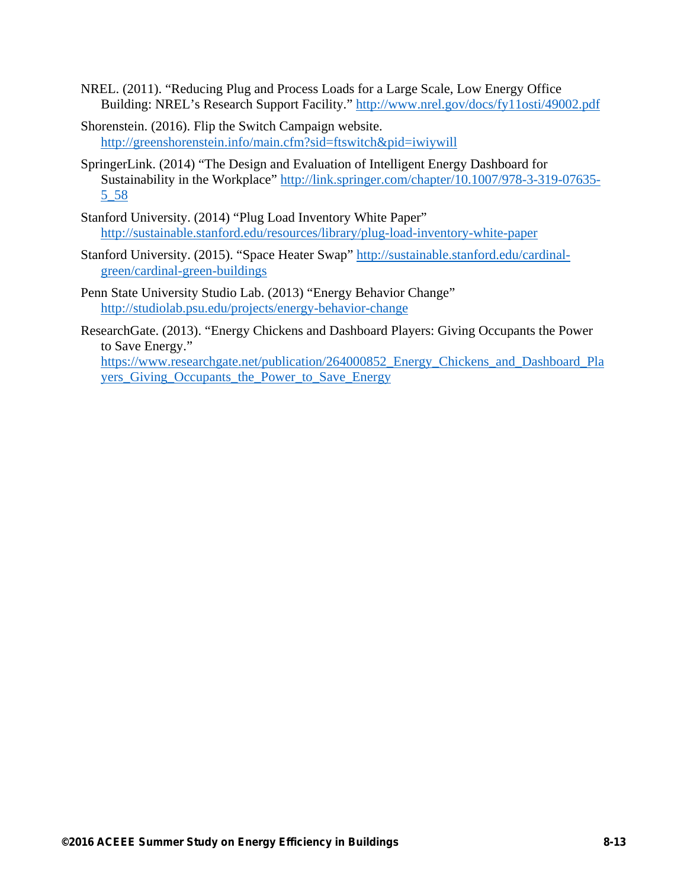NREL. (2011). "Reducing Plug and Process Loads for a Large Scale, Low Energy Office Building: NREL's Research Support Facility." http://www.nrel.gov/docs/fy11osti/49002.pdf

Shorenstein. (2016). Flip the Switch Campaign website. http://greenshorenstein.info/main.cfm?sid=ftswitch&pid=iwiywill

SpringerLink. (2014) "The Design and Evaluation of Intelligent Energy Dashboard for Sustainability in the Workplace" http://link.springer.com/chapter/10.1007/978-3-319-07635-5_58

Stanford University. (2014) "Plug Load Inventory White Paper" http://sustainable.stanford.edu/resources/library/plug-load-inventory-white-paper

Stanford University. (2015). "Space Heater Swap" http://sustainable.stanford.edu/cardinal-green/cardinal-green-buildings

Penn State University Studio Lab. (2013) "Energy Behavior Change" http://studiolab.psu.edu/projects/energy-behavior-change

ResearchGate. (2013). "Energy Chickens and Dashboard Players: Giving Occupants the Power to Save Energy." https://www.researchgate.net/publication/264000852_Energy_Chickens_and_Dashboard_Players_Giving_Occupants_the_Power_to_Save_Energy